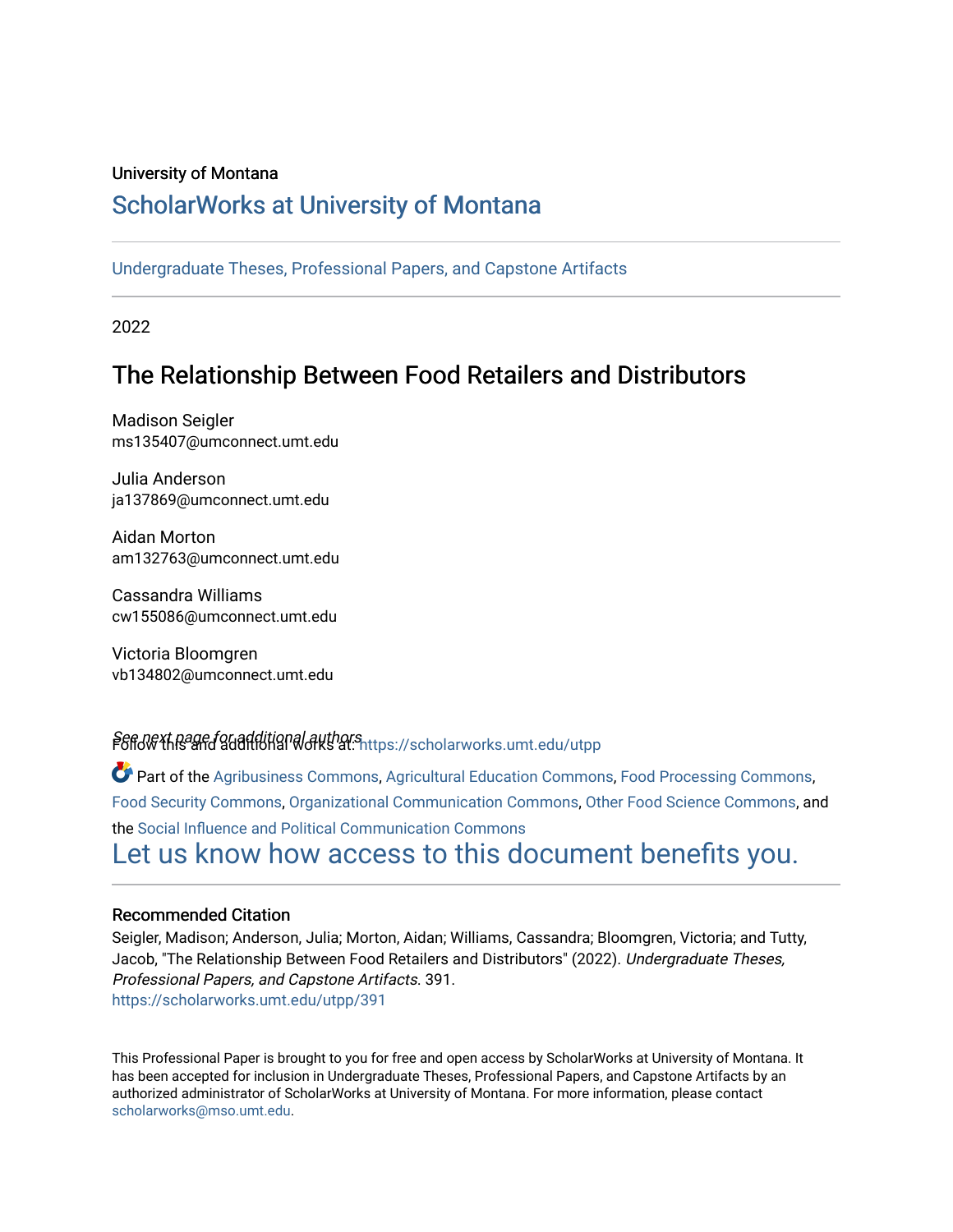University of Montana

# ScholarWorks at University of Montana

Undergraduate Theses, Professional Papers, and Capstone Artifacts

2022

## The Relationship Between Food Retailers and Distributors

Madison Seigler
ms135407@umconnect.umt.edu

Julia Anderson
ja137869@umconnect.umt.edu

Aidan Morton
am132763@umconnect.umt.edu

Cassandra Williams
cw155086@umconnect.umt.edu

Victoria Bloomgren
vb134802@umconnect.umt.edu

*See next page for additional authors*

Follow this and additional works at: https://scholarworks.umt.edu/utpp

Part of the Agribusiness Commons, Agricultural Education Commons, Food Processing Commons, Food Security Commons, Organizational Communication Commons, Other Food Science Commons, and the Social Influence and Political Communication Commons

Let us know how access to this document benefits you.

### Recommended Citation

Seigler, Madison; Anderson, Julia; Morton, Aidan; Williams, Cassandra; Bloomgren, Victoria; and Tutty, Jacob, "The Relationship Between Food Retailers and Distributors" (2022). *Undergraduate Theses, Professional Papers, and Capstone Artifacts*. 391.
https://scholarworks.umt.edu/utpp/391

This Professional Paper is brought to you for free and open access by ScholarWorks at University of Montana. It has been accepted for inclusion in Undergraduate Theses, Professional Papers, and Capstone Artifacts by an authorized administrator of ScholarWorks at University of Montana. For more information, please contact scholarworks@mso.umt.edu.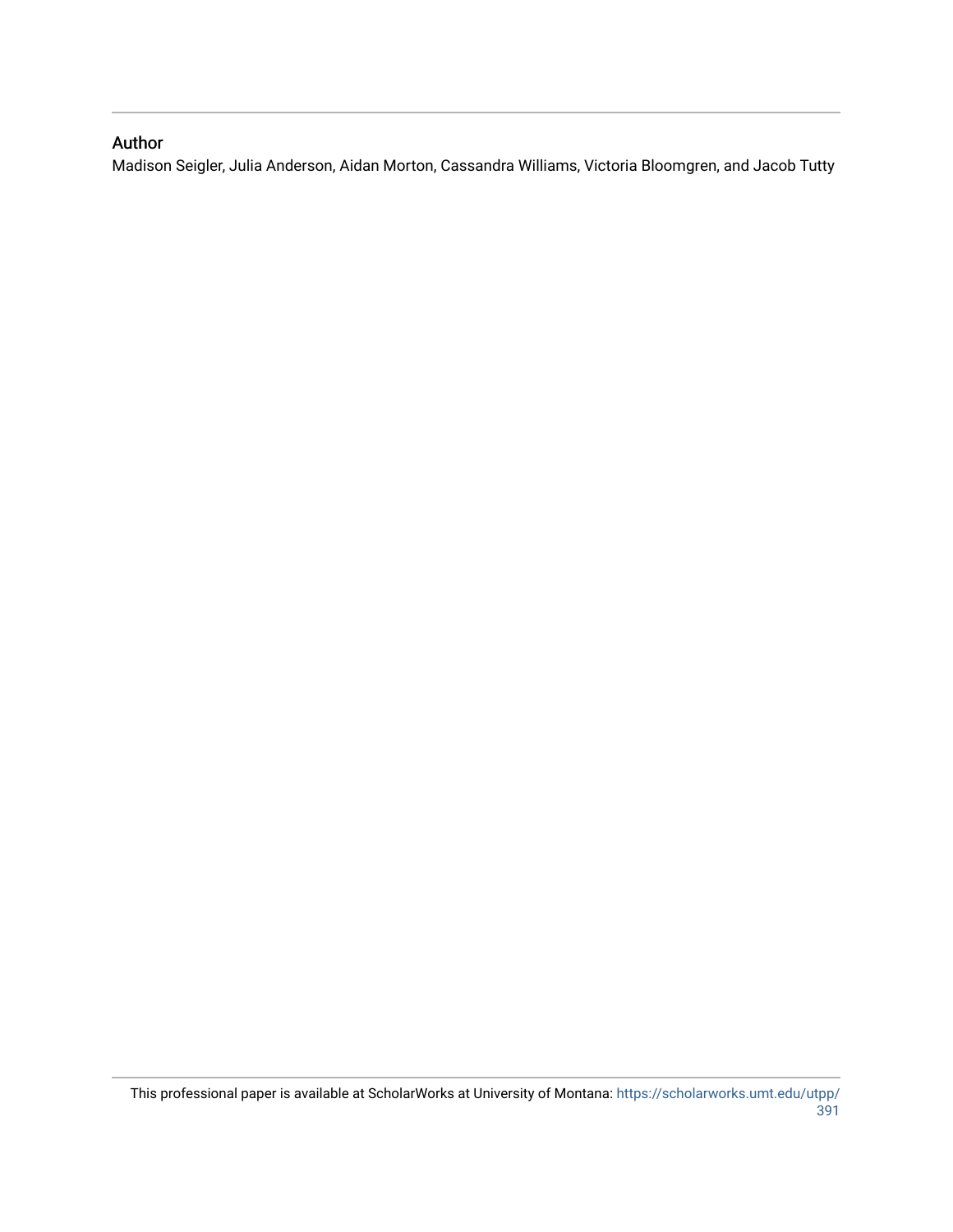## Author

Madison Seigler, Julia Anderson, Aidan Morton, Cassandra Williams, Victoria Bloomgren, and Jacob Tutty

This professional paper is available at ScholarWorks at University of Montana: https://scholarworks.umt.edu/utpp/391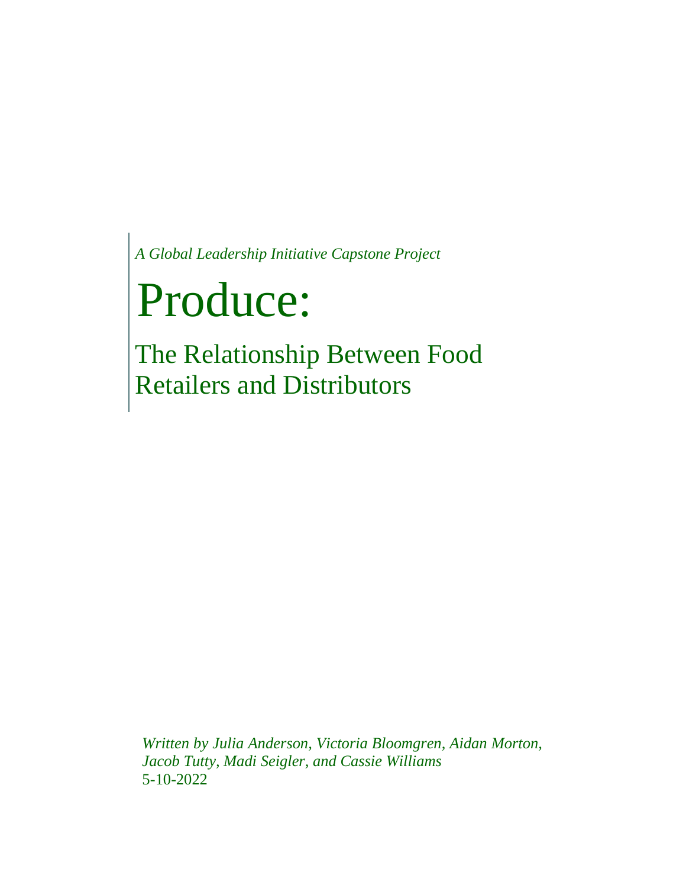*A Global Leadership Initiative Capstone Project*

# Produce:

## The Relationship Between Food Retailers and Distributors

*Written by Julia Anderson, Victoria Bloomgren, Aidan Morton, Jacob Tutty, Madi Seigler, and Cassie Williams*
5-10-2022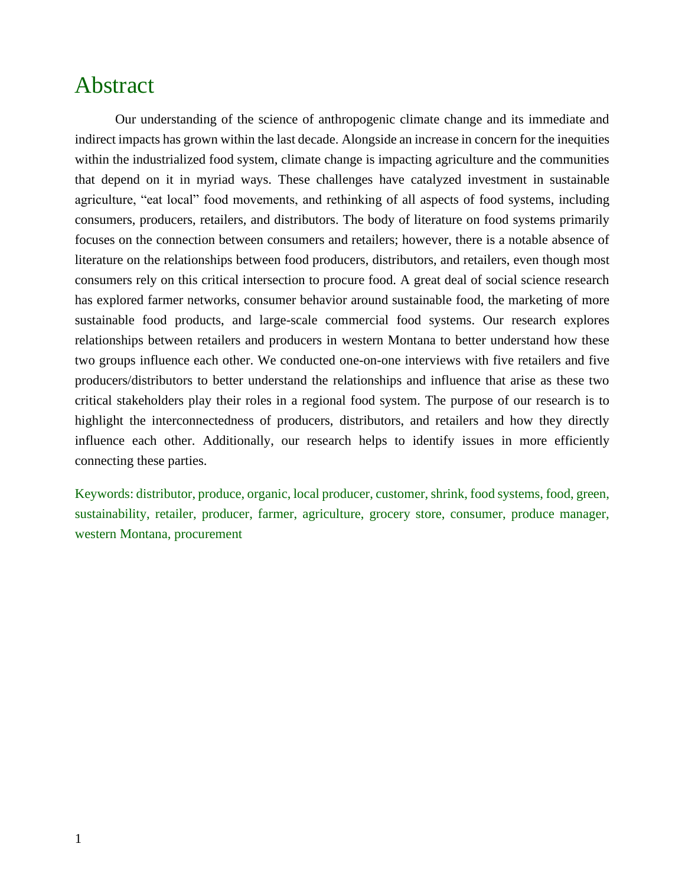# Abstract

Our understanding of the science of anthropogenic climate change and its immediate and indirect impacts has grown within the last decade. Alongside an increase in concern for the inequities within the industrialized food system, climate change is impacting agriculture and the communities that depend on it in myriad ways. These challenges have catalyzed investment in sustainable agriculture, "eat local" food movements, and rethinking of all aspects of food systems, including consumers, producers, retailers, and distributors. The body of literature on food systems primarily focuses on the connection between consumers and retailers; however, there is a notable absence of literature on the relationships between food producers, distributors, and retailers, even though most consumers rely on this critical intersection to procure food. A great deal of social science research has explored farmer networks, consumer behavior around sustainable food, the marketing of more sustainable food products, and large-scale commercial food systems. Our research explores relationships between retailers and producers in western Montana to better understand how these two groups influence each other. We conducted one-on-one interviews with five retailers and five producers/distributors to better understand the relationships and influence that arise as these two critical stakeholders play their roles in a regional food system. The purpose of our research is to highlight the interconnectedness of producers, distributors, and retailers and how they directly influence each other. Additionally, our research helps to identify issues in more efficiently connecting these parties.

Keywords: distributor, produce, organic, local producer, customer, shrink, food systems, food, green, sustainability, retailer, producer, farmer, agriculture, grocery store, consumer, produce manager, western Montana, procurement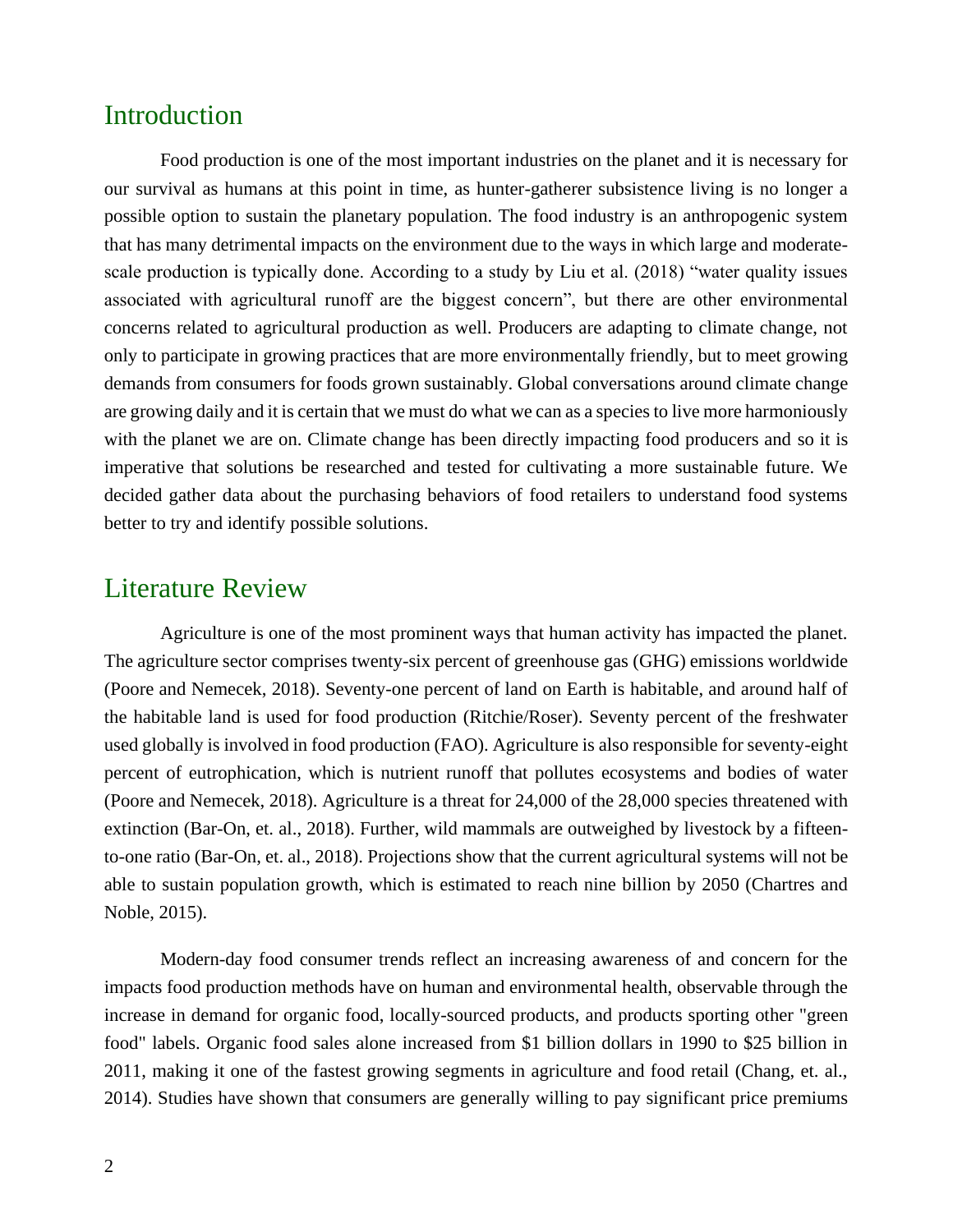## Introduction

Food production is one of the most important industries on the planet and it is necessary for our survival as humans at this point in time, as hunter-gatherer subsistence living is no longer a possible option to sustain the planetary population. The food industry is an anthropogenic system that has many detrimental impacts on the environment due to the ways in which large and moderate-scale production is typically done. According to a study by Liu et al. (2018) "water quality issues associated with agricultural runoff are the biggest concern", but there are other environmental concerns related to agricultural production as well. Producers are adapting to climate change, not only to participate in growing practices that are more environmentally friendly, but to meet growing demands from consumers for foods grown sustainably. Global conversations around climate change are growing daily and it is certain that we must do what we can as a species to live more harmoniously with the planet we are on. Climate change has been directly impacting food producers and so it is imperative that solutions be researched and tested for cultivating a more sustainable future. We decided gather data about the purchasing behaviors of food retailers to understand food systems better to try and identify possible solutions.

## Literature Review

Agriculture is one of the most prominent ways that human activity has impacted the planet. The agriculture sector comprises twenty-six percent of greenhouse gas (GHG) emissions worldwide (Poore and Nemecek, 2018). Seventy-one percent of land on Earth is habitable, and around half of the habitable land is used for food production (Ritchie/Roser). Seventy percent of the freshwater used globally is involved in food production (FAO). Agriculture is also responsible for seventy-eight percent of eutrophication, which is nutrient runoff that pollutes ecosystems and bodies of water (Poore and Nemecek, 2018). Agriculture is a threat for 24,000 of the 28,000 species threatened with extinction (Bar-On, et. al., 2018). Further, wild mammals are outweighed by livestock by a fifteen-to-one ratio (Bar-On, et. al., 2018). Projections show that the current agricultural systems will not be able to sustain population growth, which is estimated to reach nine billion by 2050 (Chartres and Noble, 2015).

Modern-day food consumer trends reflect an increasing awareness of and concern for the impacts food production methods have on human and environmental health, observable through the increase in demand for organic food, locally-sourced products, and products sporting other "green food" labels. Organic food sales alone increased from $1 billion dollars in 1990 to $25 billion in 2011, making it one of the fastest growing segments in agriculture and food retail (Chang, et. al., 2014). Studies have shown that consumers are generally willing to pay significant price premiums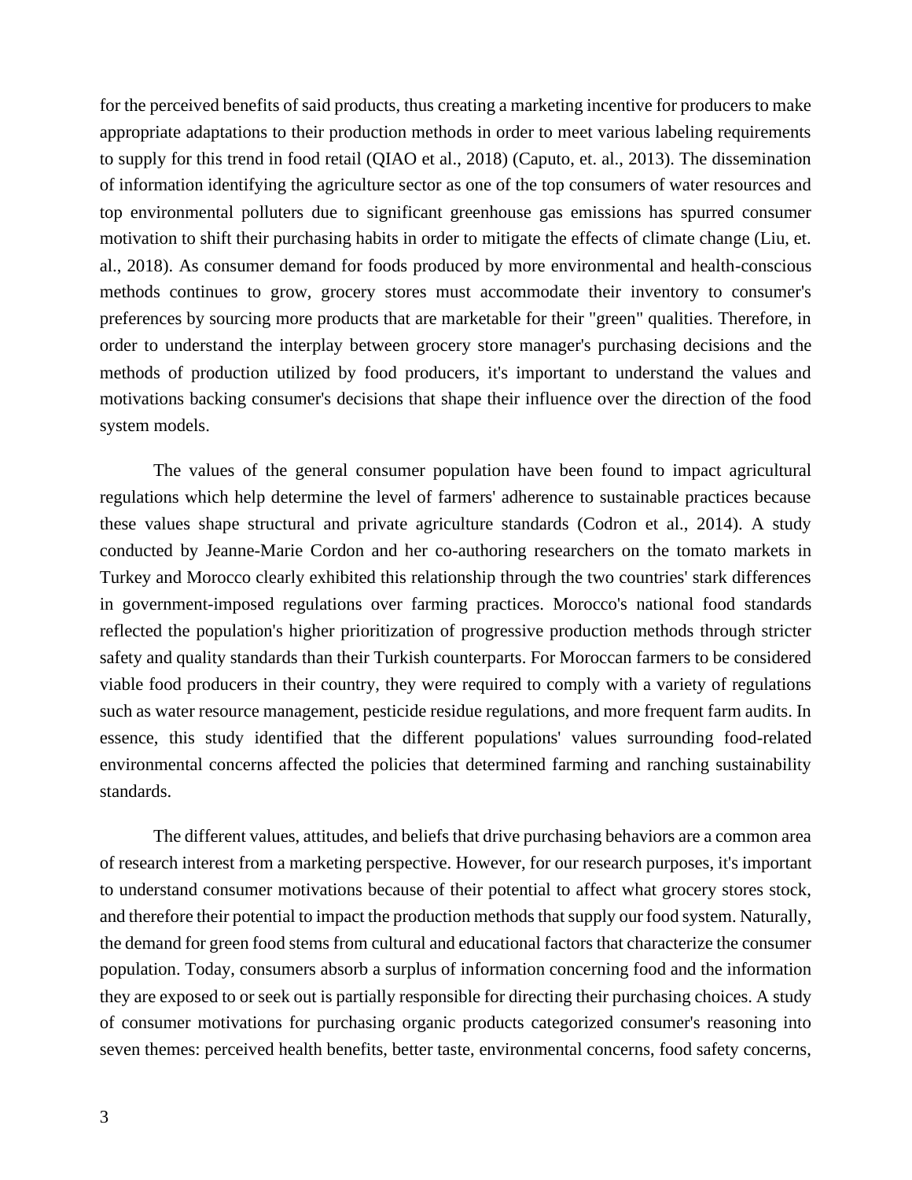for the perceived benefits of said products, thus creating a marketing incentive for producers to make appropriate adaptations to their production methods in order to meet various labeling requirements to supply for this trend in food retail (QIAO et al., 2018) (Caputo, et. al., 2013). The dissemination of information identifying the agriculture sector as one of the top consumers of water resources and top environmental polluters due to significant greenhouse gas emissions has spurred consumer motivation to shift their purchasing habits in order to mitigate the effects of climate change (Liu, et. al., 2018). As consumer demand for foods produced by more environmental and health-conscious methods continues to grow, grocery stores must accommodate their inventory to consumer's preferences by sourcing more products that are marketable for their "green" qualities. Therefore, in order to understand the interplay between grocery store manager's purchasing decisions and the methods of production utilized by food producers, it's important to understand the values and motivations backing consumer's decisions that shape their influence over the direction of the food system models.

The values of the general consumer population have been found to impact agricultural regulations which help determine the level of farmers' adherence to sustainable practices because these values shape structural and private agriculture standards (Codron et al., 2014). A study conducted by Jeanne-Marie Cordon and her co-authoring researchers on the tomato markets in Turkey and Morocco clearly exhibited this relationship through the two countries' stark differences in government-imposed regulations over farming practices. Morocco's national food standards reflected the population's higher prioritization of progressive production methods through stricter safety and quality standards than their Turkish counterparts. For Moroccan farmers to be considered viable food producers in their country, they were required to comply with a variety of regulations such as water resource management, pesticide residue regulations, and more frequent farm audits. In essence, this study identified that the different populations' values surrounding food-related environmental concerns affected the policies that determined farming and ranching sustainability standards.

The different values, attitudes, and beliefs that drive purchasing behaviors are a common area of research interest from a marketing perspective. However, for our research purposes, it's important to understand consumer motivations because of their potential to affect what grocery stores stock, and therefore their potential to impact the production methods that supply our food system. Naturally, the demand for green food stems from cultural and educational factors that characterize the consumer population. Today, consumers absorb a surplus of information concerning food and the information they are exposed to or seek out is partially responsible for directing their purchasing choices. A study of consumer motivations for purchasing organic products categorized consumer's reasoning into seven themes: perceived health benefits, better taste, environmental concerns, food safety concerns,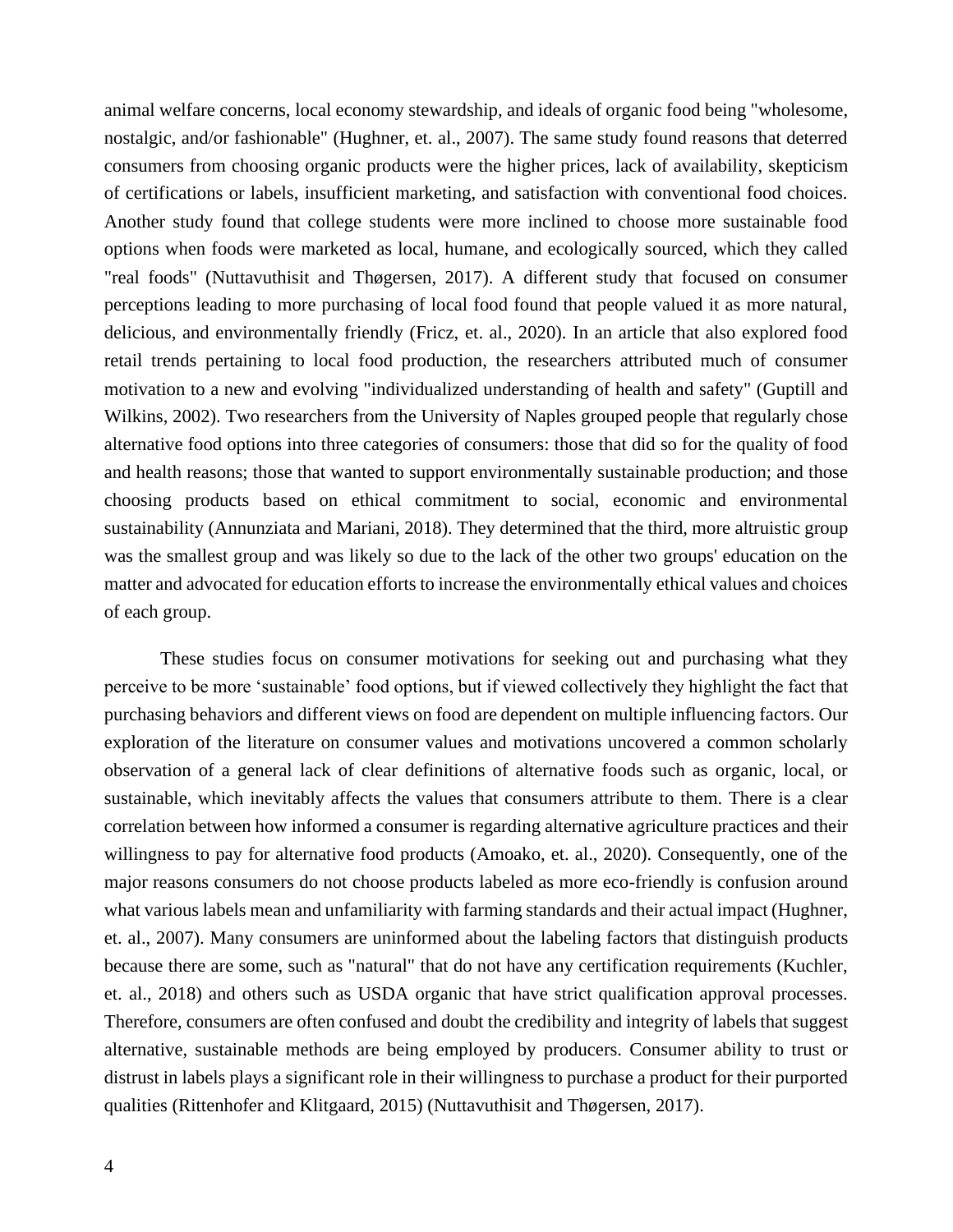animal welfare concerns, local economy stewardship, and ideals of organic food being "wholesome, nostalgic, and/or fashionable" (Hughner, et. al., 2007). The same study found reasons that deterred consumers from choosing organic products were the higher prices, lack of availability, skepticism of certifications or labels, insufficient marketing, and satisfaction with conventional food choices. Another study found that college students were more inclined to choose more sustainable food options when foods were marketed as local, humane, and ecologically sourced, which they called "real foods" (Nuttavuthisit and Thøgersen, 2017). A different study that focused on consumer perceptions leading to more purchasing of local food found that people valued it as more natural, delicious, and environmentally friendly (Fricz, et. al., 2020). In an article that also explored food retail trends pertaining to local food production, the researchers attributed much of consumer motivation to a new and evolving "individualized understanding of health and safety" (Guptill and Wilkins, 2002). Two researchers from the University of Naples grouped people that regularly chose alternative food options into three categories of consumers: those that did so for the quality of food and health reasons; those that wanted to support environmentally sustainable production; and those choosing products based on ethical commitment to social, economic and environmental sustainability (Annunziata and Mariani, 2018). They determined that the third, more altruistic group was the smallest group and was likely so due to the lack of the other two groups' education on the matter and advocated for education efforts to increase the environmentally ethical values and choices of each group.

These studies focus on consumer motivations for seeking out and purchasing what they perceive to be more 'sustainable' food options, but if viewed collectively they highlight the fact that purchasing behaviors and different views on food are dependent on multiple influencing factors. Our exploration of the literature on consumer values and motivations uncovered a common scholarly observation of a general lack of clear definitions of alternative foods such as organic, local, or sustainable, which inevitably affects the values that consumers attribute to them. There is a clear correlation between how informed a consumer is regarding alternative agriculture practices and their willingness to pay for alternative food products (Amoako, et. al., 2020). Consequently, one of the major reasons consumers do not choose products labeled as more eco-friendly is confusion around what various labels mean and unfamiliarity with farming standards and their actual impact (Hughner, et. al., 2007). Many consumers are uninformed about the labeling factors that distinguish products because there are some, such as "natural" that do not have any certification requirements (Kuchler, et. al., 2018) and others such as USDA organic that have strict qualification approval processes. Therefore, consumers are often confused and doubt the credibility and integrity of labels that suggest alternative, sustainable methods are being employed by producers. Consumer ability to trust or distrust in labels plays a significant role in their willingness to purchase a product for their purported qualities (Rittenhofer and Klitgaard, 2015) (Nuttavuthisit and Thøgersen, 2017).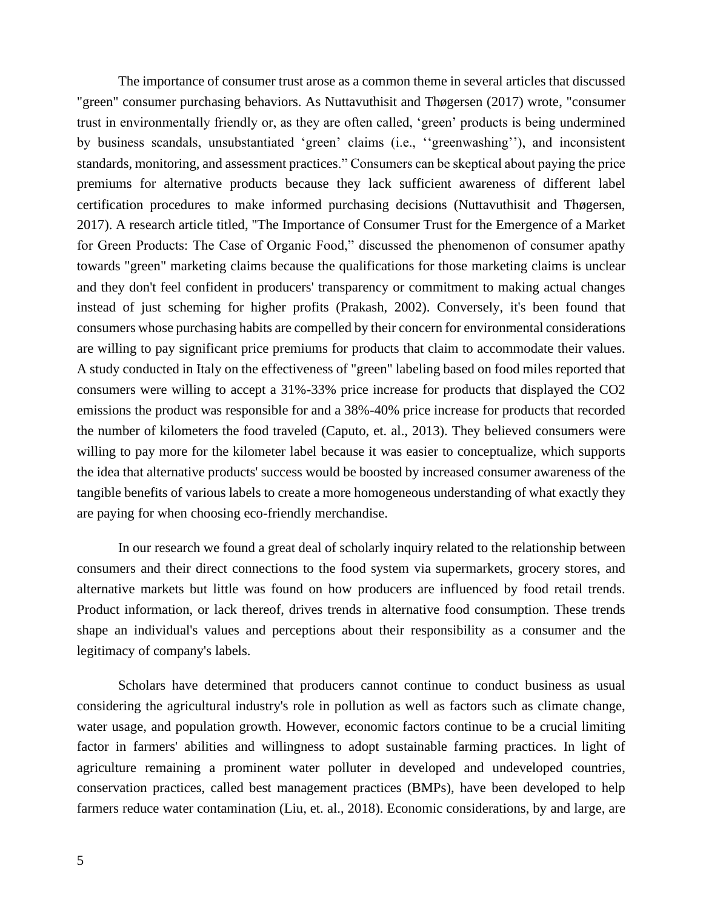The importance of consumer trust arose as a common theme in several articles that discussed "green" consumer purchasing behaviors. As Nuttavuthisit and Thøgersen (2017) wrote, "consumer trust in environmentally friendly or, as they are often called, 'green' products is being undermined by business scandals, unsubstantiated 'green' claims (i.e., ''greenwashing''), and inconsistent standards, monitoring, and assessment practices." Consumers can be skeptical about paying the price premiums for alternative products because they lack sufficient awareness of different label certification procedures to make informed purchasing decisions (Nuttavuthisit and Thøgersen, 2017). A research article titled, "The Importance of Consumer Trust for the Emergence of a Market for Green Products: The Case of Organic Food," discussed the phenomenon of consumer apathy towards "green" marketing claims because the qualifications for those marketing claims is unclear and they don't feel confident in producers' transparency or commitment to making actual changes instead of just scheming for higher profits (Prakash, 2002). Conversely, it's been found that consumers whose purchasing habits are compelled by their concern for environmental considerations are willing to pay significant price premiums for products that claim to accommodate their values. A study conducted in Italy on the effectiveness of "green" labeling based on food miles reported that consumers were willing to accept a 31%-33% price increase for products that displayed the CO2 emissions the product was responsible for and a 38%-40% price increase for products that recorded the number of kilometers the food traveled (Caputo, et. al., 2013). They believed consumers were willing to pay more for the kilometer label because it was easier to conceptualize, which supports the idea that alternative products' success would be boosted by increased consumer awareness of the tangible benefits of various labels to create a more homogeneous understanding of what exactly they are paying for when choosing eco-friendly merchandise.

In our research we found a great deal of scholarly inquiry related to the relationship between consumers and their direct connections to the food system via supermarkets, grocery stores, and alternative markets but little was found on how producers are influenced by food retail trends. Product information, or lack thereof, drives trends in alternative food consumption. These trends shape an individual's values and perceptions about their responsibility as a consumer and the legitimacy of company's labels.

Scholars have determined that producers cannot continue to conduct business as usual considering the agricultural industry's role in pollution as well as factors such as climate change, water usage, and population growth. However, economic factors continue to be a crucial limiting factor in farmers' abilities and willingness to adopt sustainable farming practices. In light of agriculture remaining a prominent water polluter in developed and undeveloped countries, conservation practices, called best management practices (BMPs), have been developed to help farmers reduce water contamination (Liu, et. al., 2018). Economic considerations, by and large, are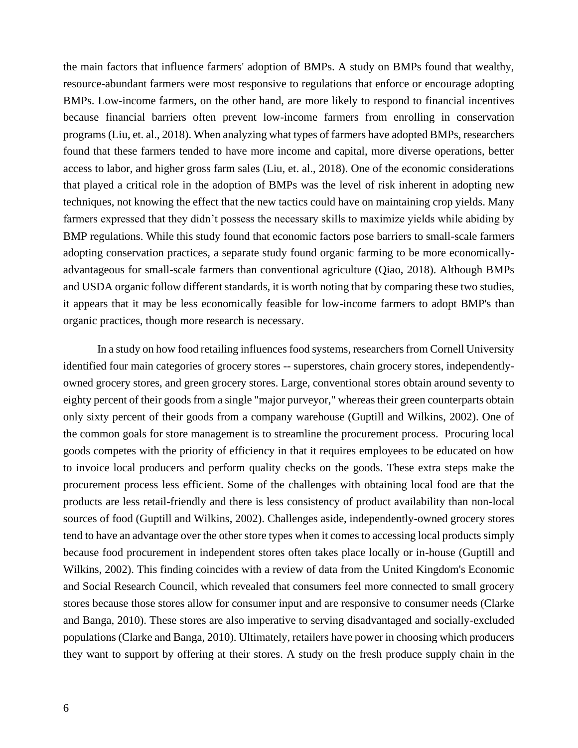the main factors that influence farmers' adoption of BMPs. A study on BMPs found that wealthy, resource-abundant farmers were most responsive to regulations that enforce or encourage adopting BMPs. Low-income farmers, on the other hand, are more likely to respond to financial incentives because financial barriers often prevent low-income farmers from enrolling in conservation programs (Liu, et. al., 2018). When analyzing what types of farmers have adopted BMPs, researchers found that these farmers tended to have more income and capital, more diverse operations, better access to labor, and higher gross farm sales (Liu, et. al., 2018). One of the economic considerations that played a critical role in the adoption of BMPs was the level of risk inherent in adopting new techniques, not knowing the effect that the new tactics could have on maintaining crop yields. Many farmers expressed that they didn't possess the necessary skills to maximize yields while abiding by BMP regulations. While this study found that economic factors pose barriers to small-scale farmers adopting conservation practices, a separate study found organic farming to be more economically-advantageous for small-scale farmers than conventional agriculture (Qiao, 2018). Although BMPs and USDA organic follow different standards, it is worth noting that by comparing these two studies, it appears that it may be less economically feasible for low-income farmers to adopt BMP's than organic practices, though more research is necessary.

In a study on how food retailing influences food systems, researchers from Cornell University identified four main categories of grocery stores -- superstores, chain grocery stores, independently-owned grocery stores, and green grocery stores. Large, conventional stores obtain around seventy to eighty percent of their goods from a single "major purveyor," whereas their green counterparts obtain only sixty percent of their goods from a company warehouse (Guptill and Wilkins, 2002). One of the common goals for store management is to streamline the procurement process. Procuring local goods competes with the priority of efficiency in that it requires employees to be educated on how to invoice local producers and perform quality checks on the goods. These extra steps make the procurement process less efficient. Some of the challenges with obtaining local food are that the products are less retail-friendly and there is less consistency of product availability than non-local sources of food (Guptill and Wilkins, 2002). Challenges aside, independently-owned grocery stores tend to have an advantage over the other store types when it comes to accessing local products simply because food procurement in independent stores often takes place locally or in-house (Guptill and Wilkins, 2002). This finding coincides with a review of data from the United Kingdom's Economic and Social Research Council, which revealed that consumers feel more connected to small grocery stores because those stores allow for consumer input and are responsive to consumer needs (Clarke and Banga, 2010). These stores are also imperative to serving disadvantaged and socially-excluded populations (Clarke and Banga, 2010). Ultimately, retailers have power in choosing which producers they want to support by offering at their stores. A study on the fresh produce supply chain in the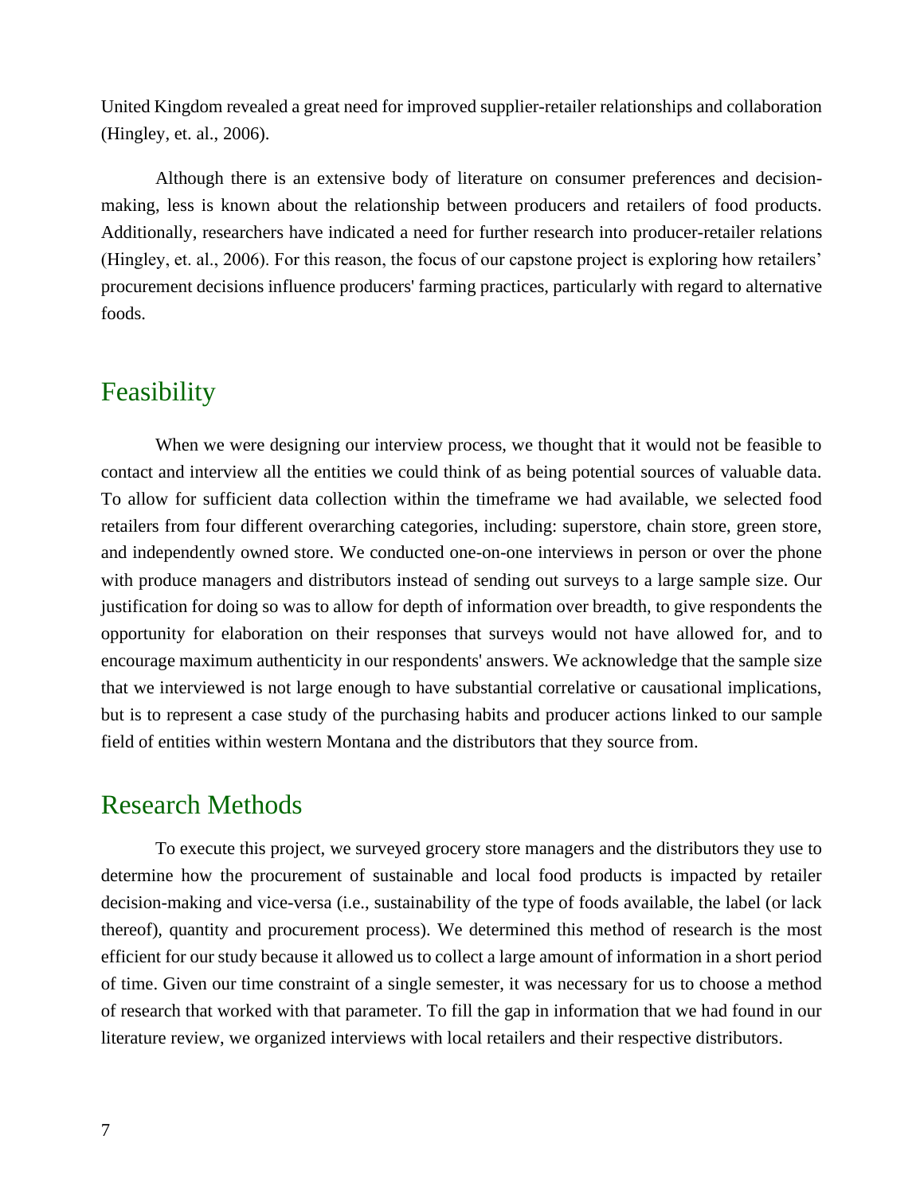United Kingdom revealed a great need for improved supplier-retailer relationships and collaboration (Hingley, et. al., 2006).

Although there is an extensive body of literature on consumer preferences and decision-making, less is known about the relationship between producers and retailers of food products. Additionally, researchers have indicated a need for further research into producer-retailer relations (Hingley, et. al., 2006). For this reason, the focus of our capstone project is exploring how retailers' procurement decisions influence producers' farming practices, particularly with regard to alternative foods.

## Feasibility

When we were designing our interview process, we thought that it would not be feasible to contact and interview all the entities we could think of as being potential sources of valuable data. To allow for sufficient data collection within the timeframe we had available, we selected food retailers from four different overarching categories, including: superstore, chain store, green store, and independently owned store. We conducted one-on-one interviews in person or over the phone with produce managers and distributors instead of sending out surveys to a large sample size. Our justification for doing so was to allow for depth of information over breadth, to give respondents the opportunity for elaboration on their responses that surveys would not have allowed for, and to encourage maximum authenticity in our respondents' answers. We acknowledge that the sample size that we interviewed is not large enough to have substantial correlative or causational implications, but is to represent a case study of the purchasing habits and producer actions linked to our sample field of entities within western Montana and the distributors that they source from.

## Research Methods

To execute this project, we surveyed grocery store managers and the distributors they use to determine how the procurement of sustainable and local food products is impacted by retailer decision-making and vice-versa (i.e., sustainability of the type of foods available, the label (or lack thereof), quantity and procurement process). We determined this method of research is the most efficient for our study because it allowed us to collect a large amount of information in a short period of time. Given our time constraint of a single semester, it was necessary for us to choose a method of research that worked with that parameter. To fill the gap in information that we had found in our literature review, we organized interviews with local retailers and their respective distributors.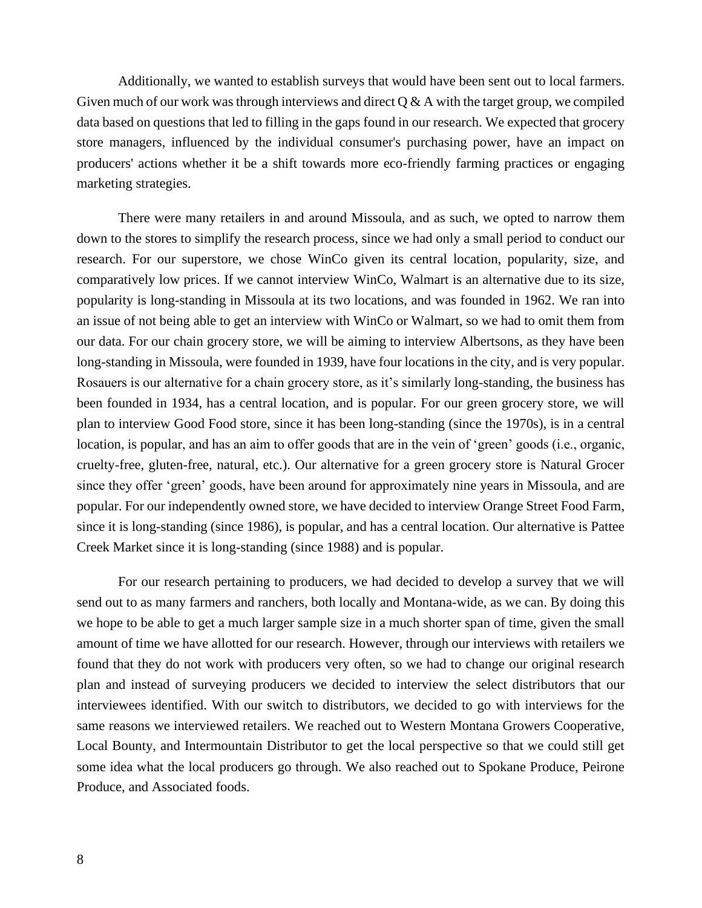Additionally, we wanted to establish surveys that would have been sent out to local farmers. Given much of our work was through interviews and direct Q & A with the target group, we compiled data based on questions that led to filling in the gaps found in our research. We expected that grocery store managers, influenced by the individual consumer's purchasing power, have an impact on producers' actions whether it be a shift towards more eco-friendly farming practices or engaging marketing strategies.

There were many retailers in and around Missoula, and as such, we opted to narrow them down to the stores to simplify the research process, since we had only a small period to conduct our research. For our superstore, we chose WinCo given its central location, popularity, size, and comparatively low prices. If we cannot interview WinCo, Walmart is an alternative due to its size, popularity is long-standing in Missoula at its two locations, and was founded in 1962. We ran into an issue of not being able to get an interview with WinCo or Walmart, so we had to omit them from our data. For our chain grocery store, we will be aiming to interview Albertsons, as they have been long-standing in Missoula, were founded in 1939, have four locations in the city, and is very popular. Rosauers is our alternative for a chain grocery store, as it's similarly long-standing, the business has been founded in 1934, has a central location, and is popular. For our green grocery store, we will plan to interview Good Food store, since it has been long-standing (since the 1970s), is in a central location, is popular, and has an aim to offer goods that are in the vein of 'green' goods (i.e., organic, cruelty-free, gluten-free, natural, etc.). Our alternative for a green grocery store is Natural Grocer since they offer 'green' goods, have been around for approximately nine years in Missoula, and are popular. For our independently owned store, we have decided to interview Orange Street Food Farm, since it is long-standing (since 1986), is popular, and has a central location. Our alternative is Pattee Creek Market since it is long-standing (since 1988) and is popular.

For our research pertaining to producers, we had decided to develop a survey that we will send out to as many farmers and ranchers, both locally and Montana-wide, as we can. By doing this we hope to be able to get a much larger sample size in a much shorter span of time, given the small amount of time we have allotted for our research. However, through our interviews with retailers we found that they do not work with producers very often, so we had to change our original research plan and instead of surveying producers we decided to interview the select distributors that our interviewees identified. With our switch to distributors, we decided to go with interviews for the same reasons we interviewed retailers. We reached out to Western Montana Growers Cooperative, Local Bounty, and Intermountain Distributor to get the local perspective so that we could still get some idea what the local producers go through. We also reached out to Spokane Produce, Peirone Produce, and Associated foods.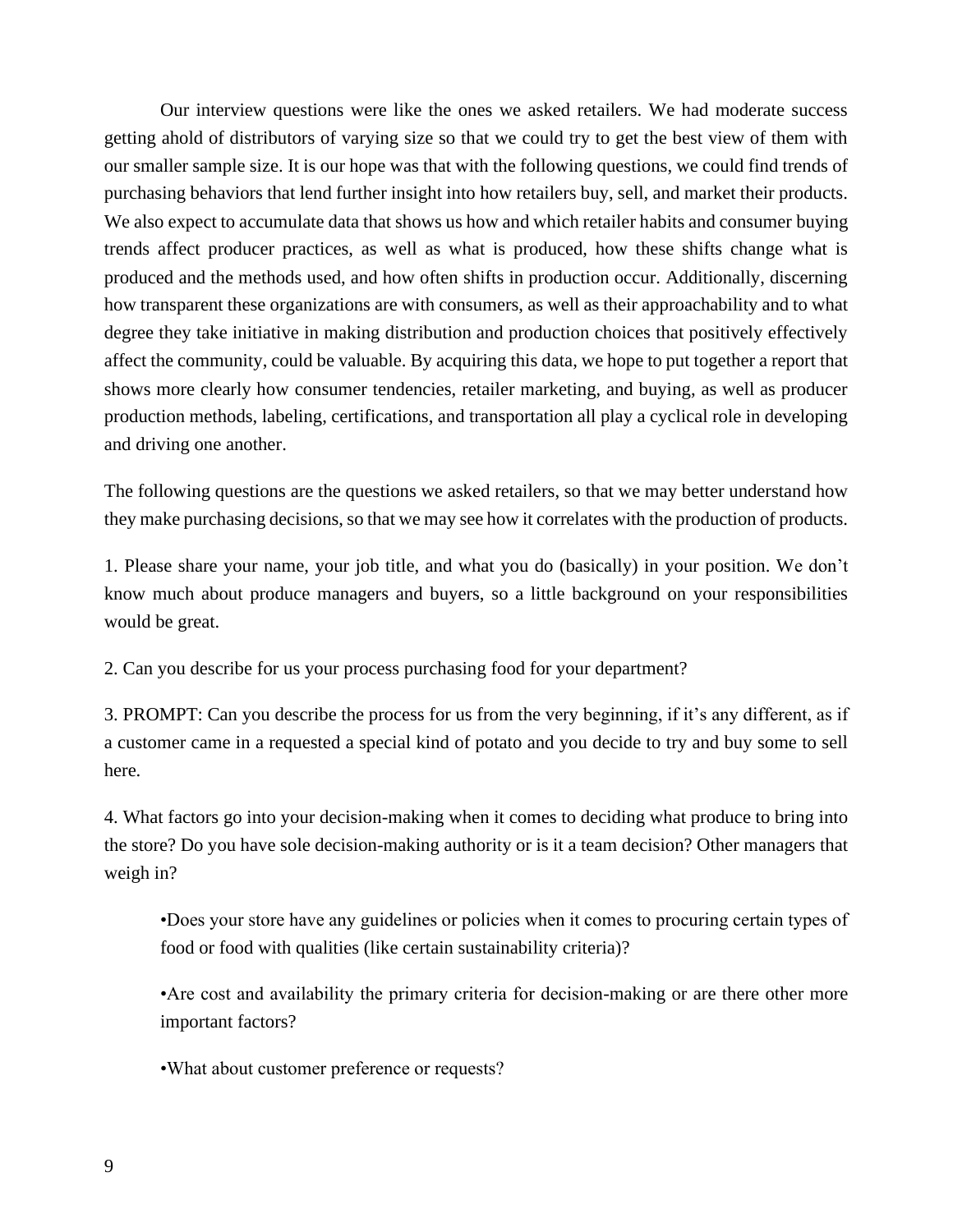Our interview questions were like the ones we asked retailers. We had moderate success getting ahold of distributors of varying size so that we could try to get the best view of them with our smaller sample size. It is our hope was that with the following questions, we could find trends of purchasing behaviors that lend further insight into how retailers buy, sell, and market their products. We also expect to accumulate data that shows us how and which retailer habits and consumer buying trends affect producer practices, as well as what is produced, how these shifts change what is produced and the methods used, and how often shifts in production occur. Additionally, discerning how transparent these organizations are with consumers, as well as their approachability and to what degree they take initiative in making distribution and production choices that positively effectively affect the community, could be valuable. By acquiring this data, we hope to put together a report that shows more clearly how consumer tendencies, retailer marketing, and buying, as well as producer production methods, labeling, certifications, and transportation all play a cyclical role in developing and driving one another.

The following questions are the questions we asked retailers, so that we may better understand how they make purchasing decisions, so that we may see how it correlates with the production of products.

1. Please share your name, your job title, and what you do (basically) in your position. We don't know much about produce managers and buyers, so a little background on your responsibilities would be great.

2. Can you describe for us your process purchasing food for your department?

3. PROMPT: Can you describe the process for us from the very beginning, if it's any different, as if a customer came in a requested a special kind of potato and you decide to try and buy some to sell here.

4. What factors go into your decision-making when it comes to deciding what produce to bring into the store? Do you have sole decision-making authority or is it a team decision? Other managers that weigh in?

   • Does your store have any guidelines or policies when it comes to procuring certain types of food or food with qualities (like certain sustainability criteria)?

   • Are cost and availability the primary criteria for decision-making or are there other more important factors?

   • What about customer preference or requests?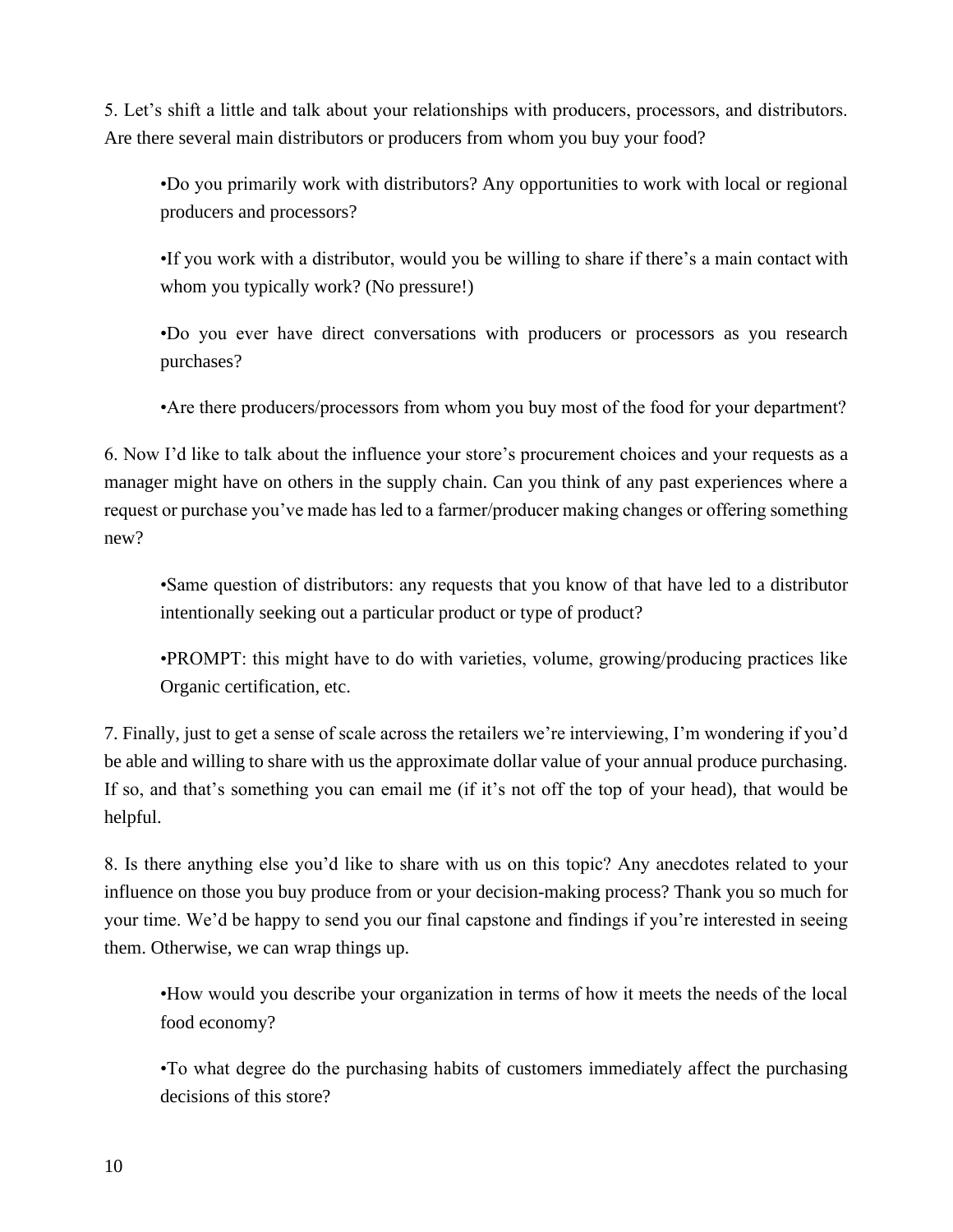5. Let's shift a little and talk about your relationships with producers, processors, and distributors. Are there several main distributors or producers from whom you buy your food?

- •Do you primarily work with distributors? Any opportunities to work with local or regional producers and processors?
- •If you work with a distributor, would you be willing to share if there's a main contact with whom you typically work? (No pressure!)
- •Do you ever have direct conversations with producers or processors as you research purchases?
- •Are there producers/processors from whom you buy most of the food for your department?

6. Now I'd like to talk about the influence your store's procurement choices and your requests as a manager might have on others in the supply chain. Can you think of any past experiences where a request or purchase you've made has led to a farmer/producer making changes or offering something new?

- •Same question of distributors: any requests that you know of that have led to a distributor intentionally seeking out a particular product or type of product?
- •PROMPT: this might have to do with varieties, volume, growing/producing practices like Organic certification, etc.

7. Finally, just to get a sense of scale across the retailers we're interviewing, I'm wondering if you'd be able and willing to share with us the approximate dollar value of your annual produce purchasing. If so, and that's something you can email me (if it's not off the top of your head), that would be helpful.

8. Is there anything else you'd like to share with us on this topic? Any anecdotes related to your influence on those you buy produce from or your decision-making process? Thank you so much for your time. We'd be happy to send you our final capstone and findings if you're interested in seeing them. Otherwise, we can wrap things up.

- •How would you describe your organization in terms of how it meets the needs of the local food economy?
- •To what degree do the purchasing habits of customers immediately affect the purchasing decisions of this store?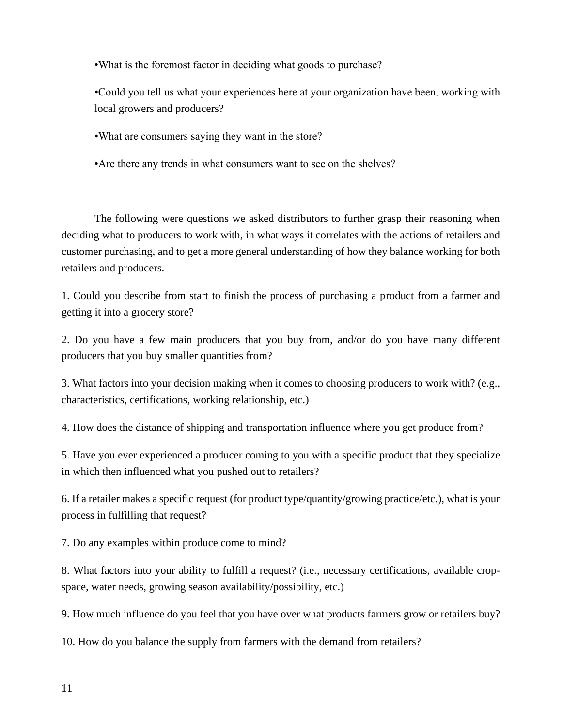•What is the foremost factor in deciding what goods to purchase?

•Could you tell us what your experiences here at your organization have been, working with local growers and producers?

•What are consumers saying they want in the store?

•Are there any trends in what consumers want to see on the shelves?

The following were questions we asked distributors to further grasp their reasoning when deciding what to producers to work with, in what ways it correlates with the actions of retailers and customer purchasing, and to get a more general understanding of how they balance working for both retailers and producers.

1. Could you describe from start to finish the process of purchasing a product from a farmer and getting it into a grocery store?

2. Do you have a few main producers that you buy from, and/or do you have many different producers that you buy smaller quantities from?

3. What factors into your decision making when it comes to choosing producers to work with? (e.g., characteristics, certifications, working relationship, etc.)

4. How does the distance of shipping and transportation influence where you get produce from?

5. Have you ever experienced a producer coming to you with a specific product that they specialize in which then influenced what you pushed out to retailers?

6. If a retailer makes a specific request (for product type/quantity/growing practice/etc.), what is your process in fulfilling that request?

7. Do any examples within produce come to mind?

8. What factors into your ability to fulfill a request? (i.e., necessary certifications, available crop-space, water needs, growing season availability/possibility, etc.)

9. How much influence do you feel that you have over what products farmers grow or retailers buy?

10. How do you balance the supply from farmers with the demand from retailers?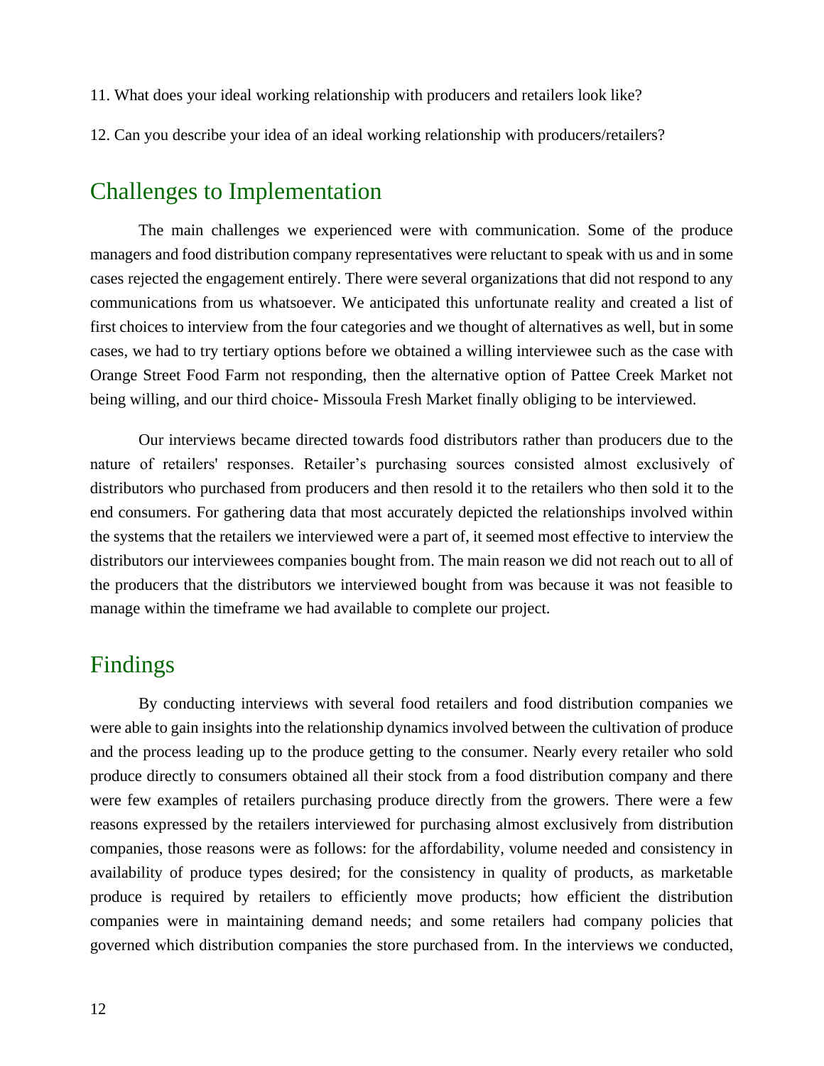11. What does your ideal working relationship with producers and retailers look like?

12. Can you describe your idea of an ideal working relationship with producers/retailers?

## Challenges to Implementation

The main challenges we experienced were with communication. Some of the produce managers and food distribution company representatives were reluctant to speak with us and in some cases rejected the engagement entirely. There were several organizations that did not respond to any communications from us whatsoever. We anticipated this unfortunate reality and created a list of first choices to interview from the four categories and we thought of alternatives as well, but in some cases, we had to try tertiary options before we obtained a willing interviewee such as the case with Orange Street Food Farm not responding, then the alternative option of Pattee Creek Market not being willing, and our third choice- Missoula Fresh Market finally obliging to be interviewed.

Our interviews became directed towards food distributors rather than producers due to the nature of retailers' responses. Retailer's purchasing sources consisted almost exclusively of distributors who purchased from producers and then resold it to the retailers who then sold it to the end consumers. For gathering data that most accurately depicted the relationships involved within the systems that the retailers we interviewed were a part of, it seemed most effective to interview the distributors our interviewees companies bought from. The main reason we did not reach out to all of the producers that the distributors we interviewed bought from was because it was not feasible to manage within the timeframe we had available to complete our project.

## Findings

By conducting interviews with several food retailers and food distribution companies we were able to gain insights into the relationship dynamics involved between the cultivation of produce and the process leading up to the produce getting to the consumer. Nearly every retailer who sold produce directly to consumers obtained all their stock from a food distribution company and there were few examples of retailers purchasing produce directly from the growers. There were a few reasons expressed by the retailers interviewed for purchasing almost exclusively from distribution companies, those reasons were as follows: for the affordability, volume needed and consistency in availability of produce types desired; for the consistency in quality of products, as marketable produce is required by retailers to efficiently move products; how efficient the distribution companies were in maintaining demand needs; and some retailers had company policies that governed which distribution companies the store purchased from. In the interviews we conducted,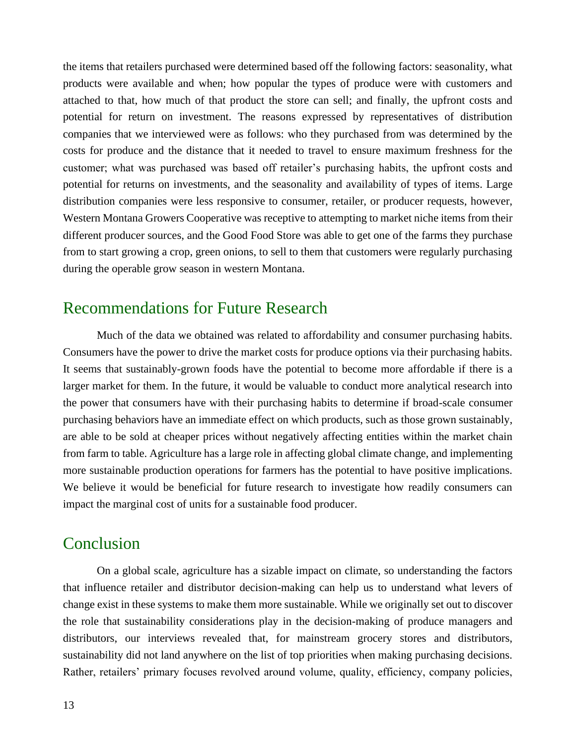the items that retailers purchased were determined based off the following factors: seasonality, what products were available and when; how popular the types of produce were with customers and attached to that, how much of that product the store can sell; and finally, the upfront costs and potential for return on investment. The reasons expressed by representatives of distribution companies that we interviewed were as follows: who they purchased from was determined by the costs for produce and the distance that it needed to travel to ensure maximum freshness for the customer; what was purchased was based off retailer's purchasing habits, the upfront costs and potential for returns on investments, and the seasonality and availability of types of items. Large distribution companies were less responsive to consumer, retailer, or producer requests, however, Western Montana Growers Cooperative was receptive to attempting to market niche items from their different producer sources, and the Good Food Store was able to get one of the farms they purchase from to start growing a crop, green onions, to sell to them that customers were regularly purchasing during the operable grow season in western Montana.

## Recommendations for Future Research

Much of the data we obtained was related to affordability and consumer purchasing habits. Consumers have the power to drive the market costs for produce options via their purchasing habits. It seems that sustainably-grown foods have the potential to become more affordable if there is a larger market for them. In the future, it would be valuable to conduct more analytical research into the power that consumers have with their purchasing habits to determine if broad-scale consumer purchasing behaviors have an immediate effect on which products, such as those grown sustainably, are able to be sold at cheaper prices without negatively affecting entities within the market chain from farm to table. Agriculture has a large role in affecting global climate change, and implementing more sustainable production operations for farmers has the potential to have positive implications. We believe it would be beneficial for future research to investigate how readily consumers can impact the marginal cost of units for a sustainable food producer.

## Conclusion

On a global scale, agriculture has a sizable impact on climate, so understanding the factors that influence retailer and distributor decision-making can help us to understand what levers of change exist in these systems to make them more sustainable. While we originally set out to discover the role that sustainability considerations play in the decision-making of produce managers and distributors, our interviews revealed that, for mainstream grocery stores and distributors, sustainability did not land anywhere on the list of top priorities when making purchasing decisions. Rather, retailers' primary focuses revolved around volume, quality, efficiency, company policies,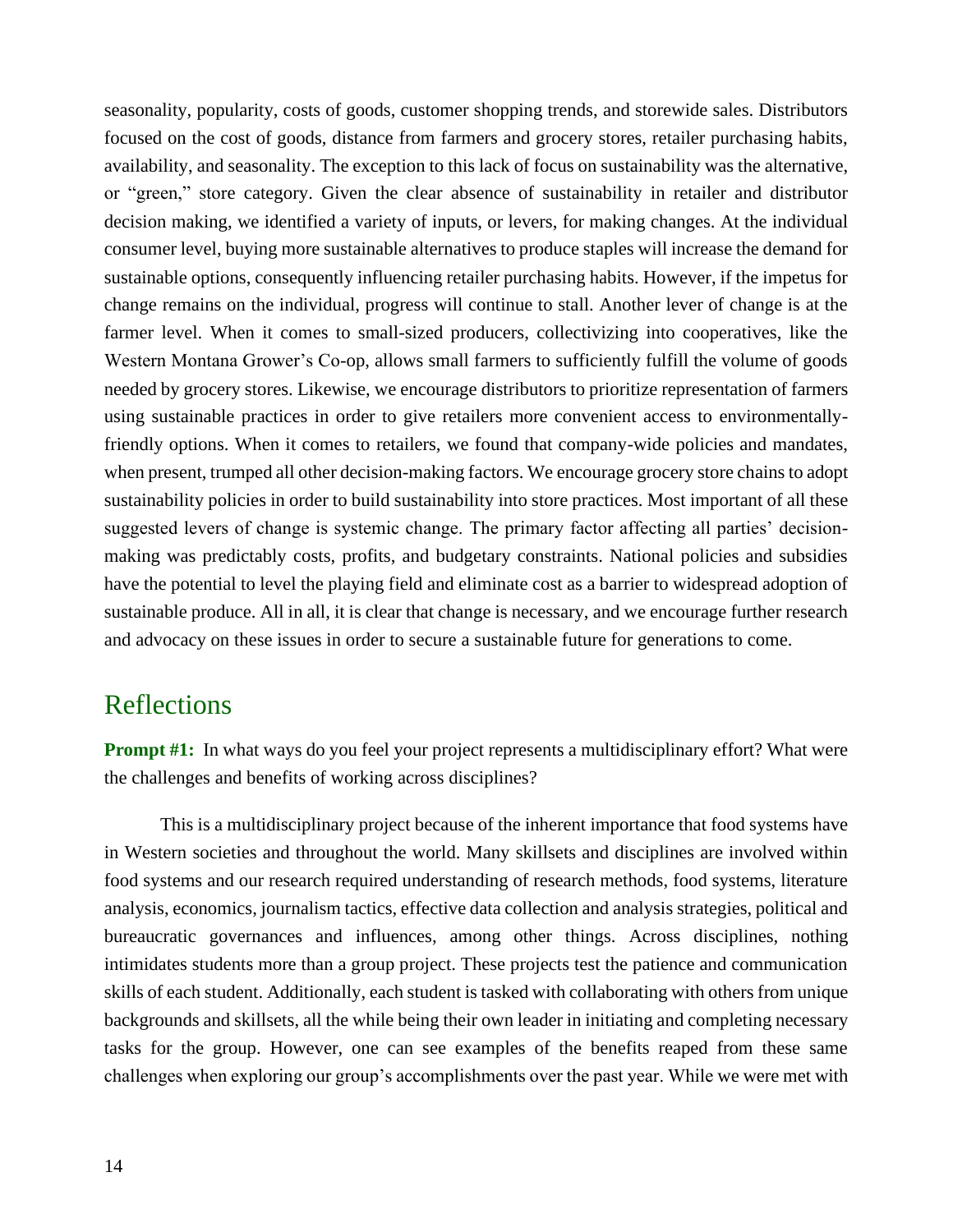seasonality, popularity, costs of goods, customer shopping trends, and storewide sales. Distributors focused on the cost of goods, distance from farmers and grocery stores, retailer purchasing habits, availability, and seasonality. The exception to this lack of focus on sustainability was the alternative, or "green," store category. Given the clear absence of sustainability in retailer and distributor decision making, we identified a variety of inputs, or levers, for making changes. At the individual consumer level, buying more sustainable alternatives to produce staples will increase the demand for sustainable options, consequently influencing retailer purchasing habits. However, if the impetus for change remains on the individual, progress will continue to stall. Another lever of change is at the farmer level. When it comes to small-sized producers, collectivizing into cooperatives, like the Western Montana Grower's Co-op, allows small farmers to sufficiently fulfill the volume of goods needed by grocery stores. Likewise, we encourage distributors to prioritize representation of farmers using sustainable practices in order to give retailers more convenient access to environmentally-friendly options. When it comes to retailers, we found that company-wide policies and mandates, when present, trumped all other decision-making factors. We encourage grocery store chains to adopt sustainability policies in order to build sustainability into store practices. Most important of all these suggested levers of change is systemic change. The primary factor affecting all parties' decision-making was predictably costs, profits, and budgetary constraints. National policies and subsidies have the potential to level the playing field and eliminate cost as a barrier to widespread adoption of sustainable produce. All in all, it is clear that change is necessary, and we encourage further research and advocacy on these issues in order to secure a sustainable future for generations to come.

## Reflections

**Prompt #1:** In what ways do you feel your project represents a multidisciplinary effort? What were the challenges and benefits of working across disciplines?

This is a multidisciplinary project because of the inherent importance that food systems have in Western societies and throughout the world. Many skillsets and disciplines are involved within food systems and our research required understanding of research methods, food systems, literature analysis, economics, journalism tactics, effective data collection and analysis strategies, political and bureaucratic governances and influences, among other things. Across disciplines, nothing intimidates students more than a group project. These projects test the patience and communication skills of each student. Additionally, each student is tasked with collaborating with others from unique backgrounds and skillsets, all the while being their own leader in initiating and completing necessary tasks for the group. However, one can see examples of the benefits reaped from these same challenges when exploring our group's accomplishments over the past year. While we were met with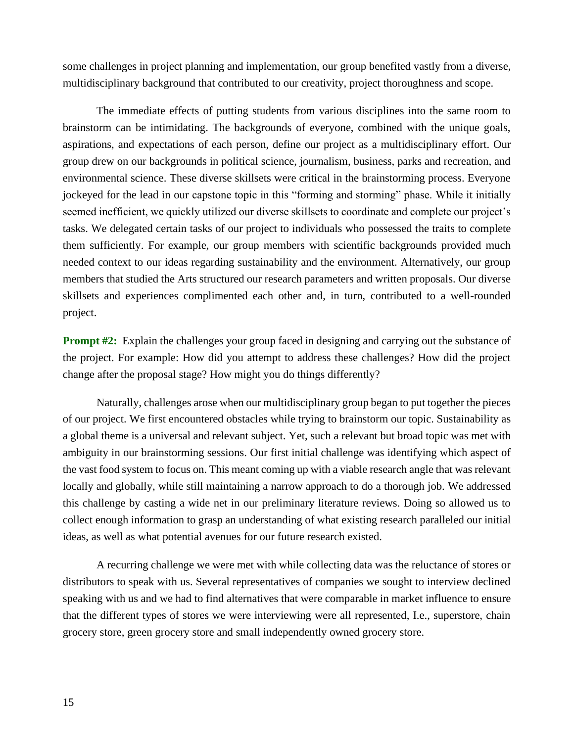some challenges in project planning and implementation, our group benefited vastly from a diverse, multidisciplinary background that contributed to our creativity, project thoroughness and scope.

The immediate effects of putting students from various disciplines into the same room to brainstorm can be intimidating. The backgrounds of everyone, combined with the unique goals, aspirations, and expectations of each person, define our project as a multidisciplinary effort. Our group drew on our backgrounds in political science, journalism, business, parks and recreation, and environmental science. These diverse skillsets were critical in the brainstorming process. Everyone jockeyed for the lead in our capstone topic in this "forming and storming" phase. While it initially seemed inefficient, we quickly utilized our diverse skillsets to coordinate and complete our project's tasks. We delegated certain tasks of our project to individuals who possessed the traits to complete them sufficiently. For example, our group members with scientific backgrounds provided much needed context to our ideas regarding sustainability and the environment. Alternatively, our group members that studied the Arts structured our research parameters and written proposals. Our diverse skillsets and experiences complimented each other and, in turn, contributed to a well-rounded project.

**Prompt #2:** Explain the challenges your group faced in designing and carrying out the substance of the project. For example: How did you attempt to address these challenges? How did the project change after the proposal stage? How might you do things differently?

Naturally, challenges arose when our multidisciplinary group began to put together the pieces of our project. We first encountered obstacles while trying to brainstorm our topic. Sustainability as a global theme is a universal and relevant subject. Yet, such a relevant but broad topic was met with ambiguity in our brainstorming sessions. Our first initial challenge was identifying which aspect of the vast food system to focus on. This meant coming up with a viable research angle that was relevant locally and globally, while still maintaining a narrow approach to do a thorough job. We addressed this challenge by casting a wide net in our preliminary literature reviews. Doing so allowed us to collect enough information to grasp an understanding of what existing research paralleled our initial ideas, as well as what potential avenues for our future research existed.

A recurring challenge we were met with while collecting data was the reluctance of stores or distributors to speak with us. Several representatives of companies we sought to interview declined speaking with us and we had to find alternatives that were comparable in market influence to ensure that the different types of stores we were interviewing were all represented, I.e., superstore, chain grocery store, green grocery store and small independently owned grocery store.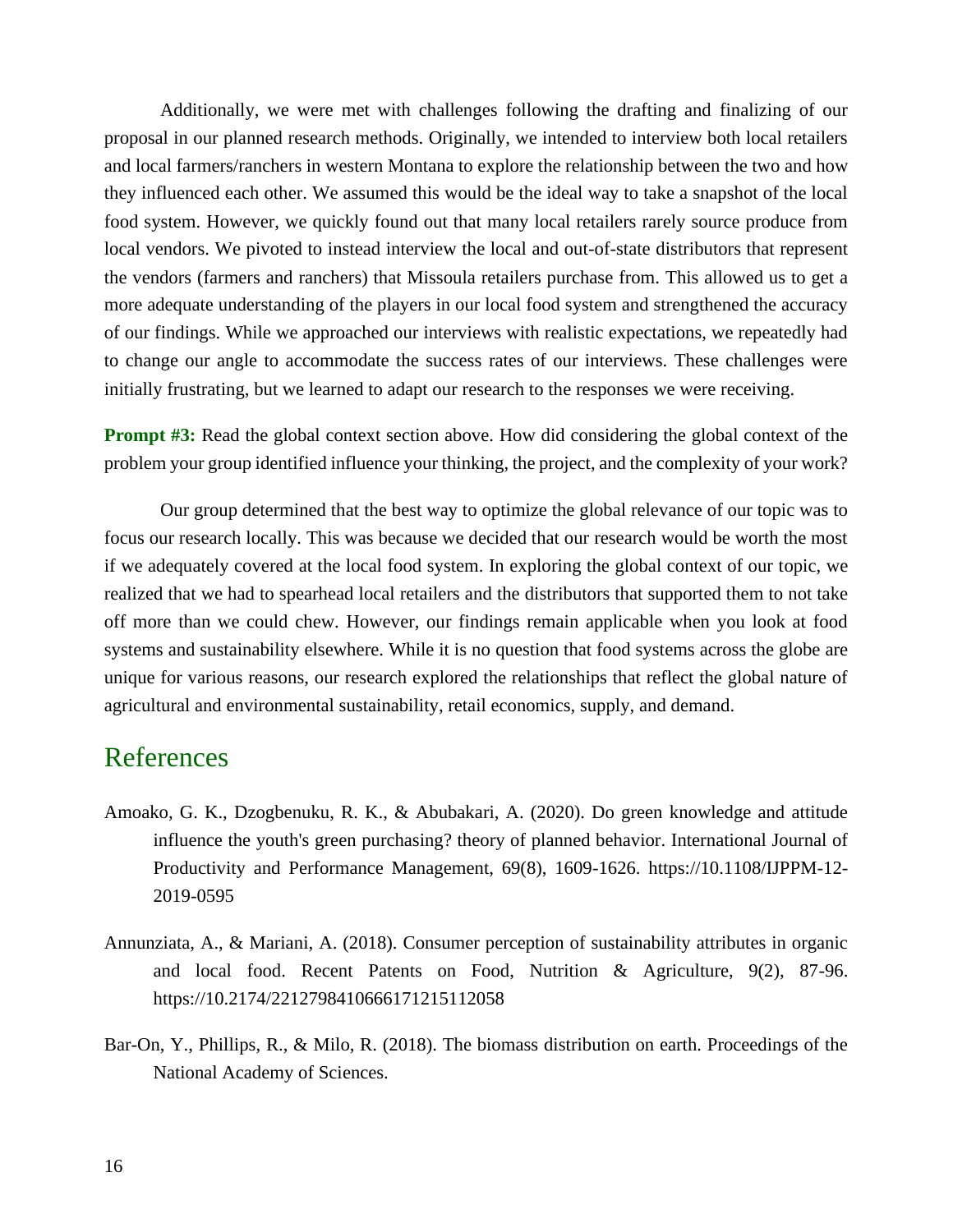Additionally, we were met with challenges following the drafting and finalizing of our proposal in our planned research methods. Originally, we intended to interview both local retailers and local farmers/ranchers in western Montana to explore the relationship between the two and how they influenced each other. We assumed this would be the ideal way to take a snapshot of the local food system. However, we quickly found out that many local retailers rarely source produce from local vendors. We pivoted to instead interview the local and out-of-state distributors that represent the vendors (farmers and ranchers) that Missoula retailers purchase from. This allowed us to get a more adequate understanding of the players in our local food system and strengthened the accuracy of our findings. While we approached our interviews with realistic expectations, we repeatedly had to change our angle to accommodate the success rates of our interviews. These challenges were initially frustrating, but we learned to adapt our research to the responses we were receiving.

**Prompt #3:** Read the global context section above. How did considering the global context of the problem your group identified influence your thinking, the project, and the complexity of your work?

Our group determined that the best way to optimize the global relevance of our topic was to focus our research locally. This was because we decided that our research would be worth the most if we adequately covered at the local food system. In exploring the global context of our topic, we realized that we had to spearhead local retailers and the distributors that supported them to not take off more than we could chew. However, our findings remain applicable when you look at food systems and sustainability elsewhere. While it is no question that food systems across the globe are unique for various reasons, our research explored the relationships that reflect the global nature of agricultural and environmental sustainability, retail economics, supply, and demand.

## References

Amoako, G. K., Dzogbenuku, R. K., & Abubakari, A. (2020). Do green knowledge and attitude influence the youth's green purchasing? theory of planned behavior. International Journal of Productivity and Performance Management, 69(8), 1609-1626. https://10.1108/IJPPM-12-2019-0595

Annunziata, A., & Mariani, A. (2018). Consumer perception of sustainability attributes in organic and local food. Recent Patents on Food, Nutrition & Agriculture, 9(2), 87-96. https://10.2174/2212798410666171215112058

Bar-On, Y., Phillips, R., & Milo, R. (2018). The biomass distribution on earth. Proceedings of the National Academy of Sciences.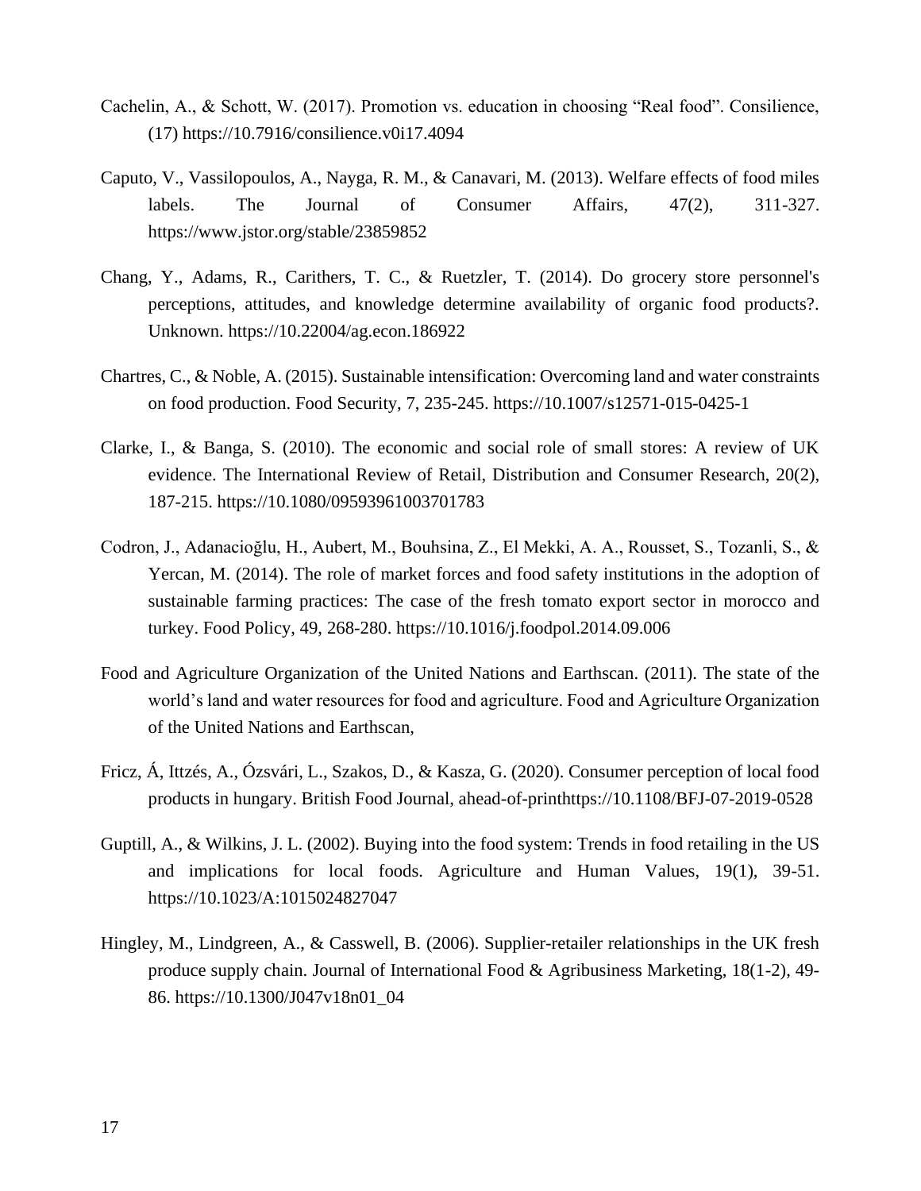Cachelin, A., & Schott, W. (2017). Promotion vs. education in choosing "Real food". Consilience, (17) https://10.7916/consilience.v0i17.4094

Caputo, V., Vassilopoulos, A., Nayga, R. M., & Canavari, M. (2013). Welfare effects of food miles labels. The Journal of Consumer Affairs, 47(2), 311-327. https://www.jstor.org/stable/23859852

Chang, Y., Adams, R., Carithers, T. C., & Ruetzler, T. (2014). Do grocery store personnel's perceptions, attitudes, and knowledge determine availability of organic food products?. Unknown. https://10.22004/ag.econ.186922

Chartres, C., & Noble, A. (2015). Sustainable intensification: Overcoming land and water constraints on food production. Food Security, 7, 235-245. https://10.1007/s12571-015-0425-1

Clarke, I., & Banga, S. (2010). The economic and social role of small stores: A review of UK evidence. The International Review of Retail, Distribution and Consumer Research, 20(2), 187-215. https://10.1080/09593961003701783

Codron, J., Adanacioğlu, H., Aubert, M., Bouhsina, Z., El Mekki, A. A., Rousset, S., Tozanli, S., & Yercan, M. (2014). The role of market forces and food safety institutions in the adoption of sustainable farming practices: The case of the fresh tomato export sector in morocco and turkey. Food Policy, 49, 268-280. https://10.1016/j.foodpol.2014.09.006

Food and Agriculture Organization of the United Nations and Earthscan. (2011). The state of the world's land and water resources for food and agriculture. Food and Agriculture Organization of the United Nations and Earthscan,

Fricz, Á, Ittzés, A., Ózsvári, L., Szakos, D., & Kasza, G. (2020). Consumer perception of local food products in hungary. British Food Journal, ahead-of-printhttps://10.1108/BFJ-07-2019-0528

Guptill, A., & Wilkins, J. L. (2002). Buying into the food system: Trends in food retailing in the US and implications for local foods. Agriculture and Human Values, 19(1), 39-51. https://10.1023/A:1015024827047

Hingley, M., Lindgreen, A., & Casswell, B. (2006). Supplier-retailer relationships in the UK fresh produce supply chain. Journal of International Food & Agribusiness Marketing, 18(1-2), 49-86. https://10.1300/J047v18n01_04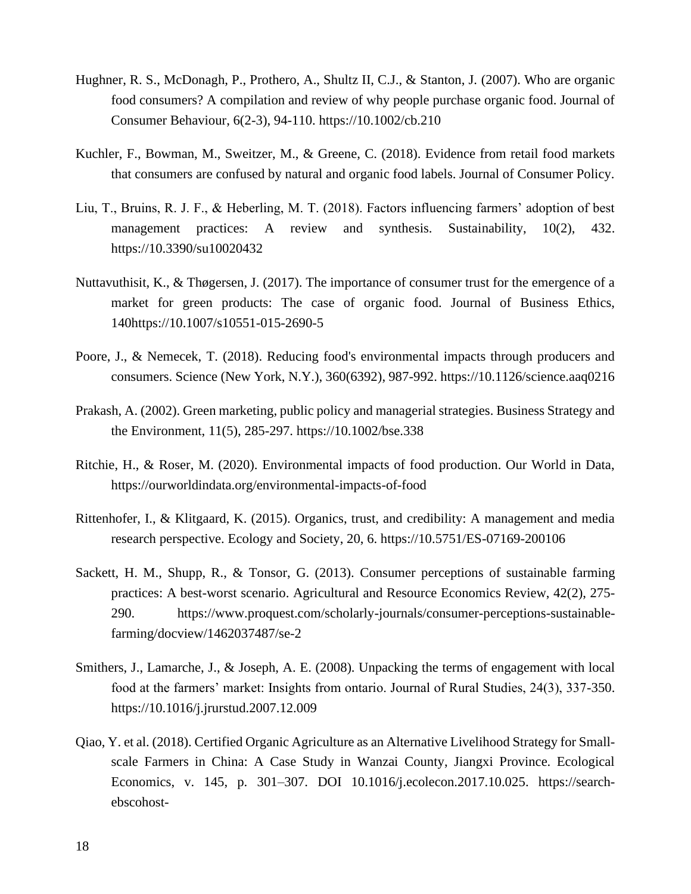Hughner, R. S., McDonagh, P., Prothero, A., Shultz II, C.J., & Stanton, J. (2007). Who are organic food consumers? A compilation and review of why people purchase organic food. Journal of Consumer Behaviour, 6(2-3), 94-110. https://10.1002/cb.210

Kuchler, F., Bowman, M., Sweitzer, M., & Greene, C. (2018). Evidence from retail food markets that consumers are confused by natural and organic food labels. Journal of Consumer Policy.

Liu, T., Bruins, R. J. F., & Heberling, M. T. (2018). Factors influencing farmers' adoption of best management practices: A review and synthesis. Sustainability, 10(2), 432. https://10.3390/su10020432

Nuttavuthisit, K., & Thøgersen, J. (2017). The importance of consumer trust for the emergence of a market for green products: The case of organic food. Journal of Business Ethics, 140https://10.1007/s10551-015-2690-5

Poore, J., & Nemecek, T. (2018). Reducing food's environmental impacts through producers and consumers. Science (New York, N.Y.), 360(6392), 987-992. https://10.1126/science.aaq0216

Prakash, A. (2002). Green marketing, public policy and managerial strategies. Business Strategy and the Environment, 11(5), 285-297. https://10.1002/bse.338

Ritchie, H., & Roser, M. (2020). Environmental impacts of food production. Our World in Data, https://ourworldindata.org/environmental-impacts-of-food

Rittenhofer, I., & Klitgaard, K. (2015). Organics, trust, and credibility: A management and media research perspective. Ecology and Society, 20, 6. https://10.5751/ES-07169-200106

Sackett, H. M., Shupp, R., & Tonsor, G. (2013). Consumer perceptions of sustainable farming practices: A best-worst scenario. Agricultural and Resource Economics Review, 42(2), 275-290. https://www.proquest.com/scholarly-journals/consumer-perceptions-sustainable-farming/docview/1462037487/se-2

Smithers, J., Lamarche, J., & Joseph, A. E. (2008). Unpacking the terms of engagement with local food at the farmers' market: Insights from ontario. Journal of Rural Studies, 24(3), 337-350. https://10.1016/j.jrurstud.2007.12.009

Qiao, Y. et al. (2018). Certified Organic Agriculture as an Alternative Livelihood Strategy for Small-scale Farmers in China: A Case Study in Wanzai County, Jiangxi Province. Ecological Economics, v. 145, p. 301–307. DOI 10.1016/j.ecolecon.2017.10.025. https://search-ebscohost-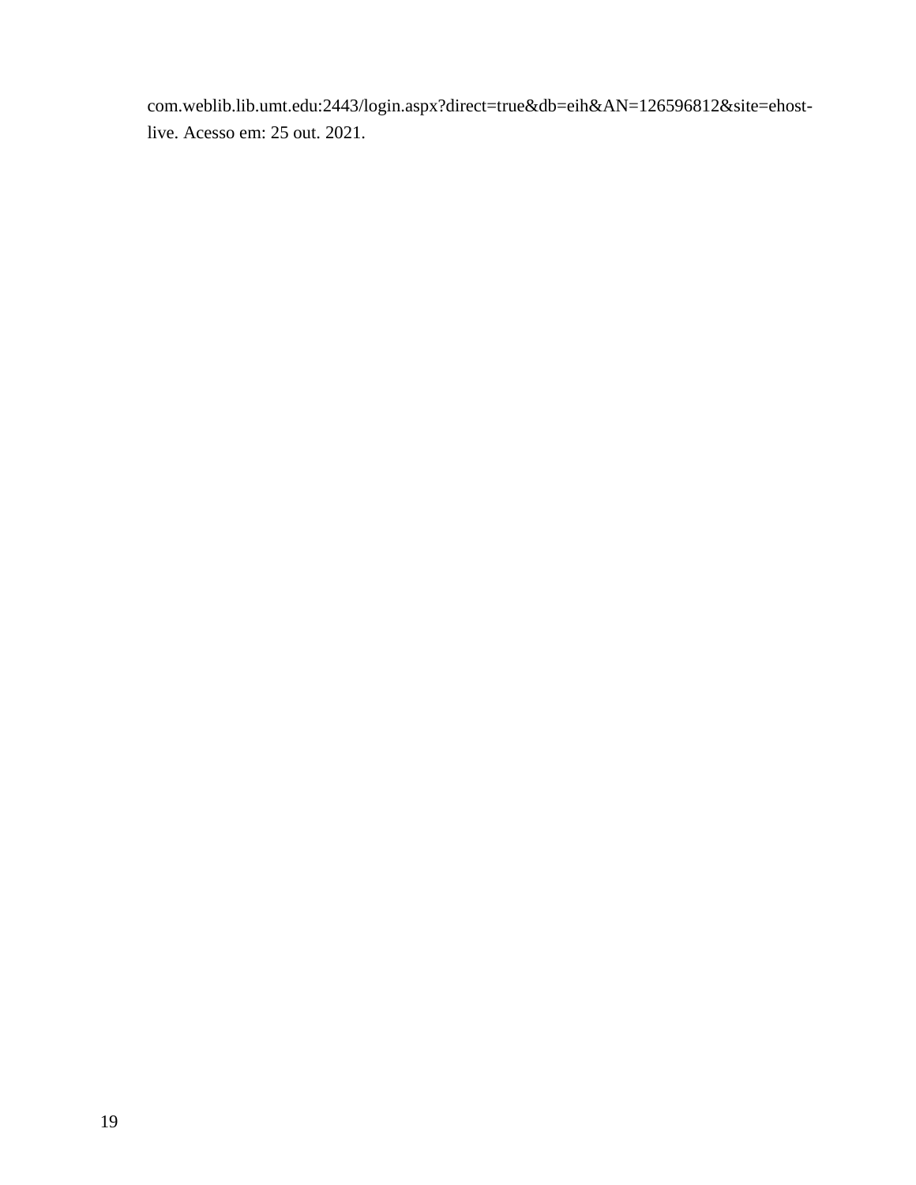com.weblib.lib.umt.edu:2443/login.aspx?direct=true&db=eih&AN=126596812&site=ehost-live. Acesso em: 25 out. 2021.